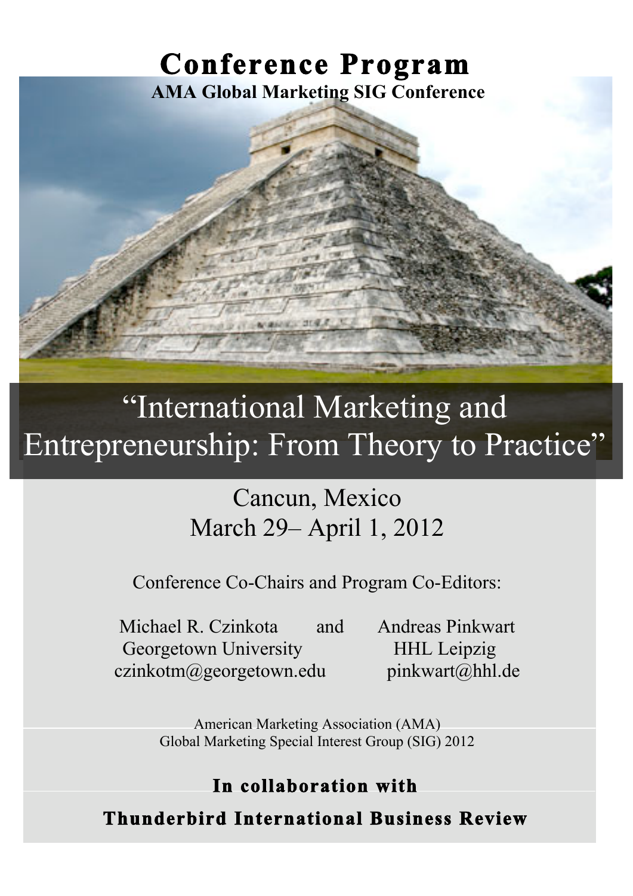# Conference Program

**AMA Global Marketing SIG Conference**

## "International Marketing and Entrepreneurship: From Theory to Practice"

Cancun, Mexico

March 29– April 1, 2012

Conference Co-Chairs and Program Co-Editors:

Michael R. Czinkota and Andreas Pinkwart

Georgetown University — HHL Leipzig

czinkotm@georgetown.edu — pinkwart@hhl.de

American Marketing Association (AMA)
Global Marketing Special Interest Group (SIG) 2012

**In collaboration with**

**Thunderbird International Business Review**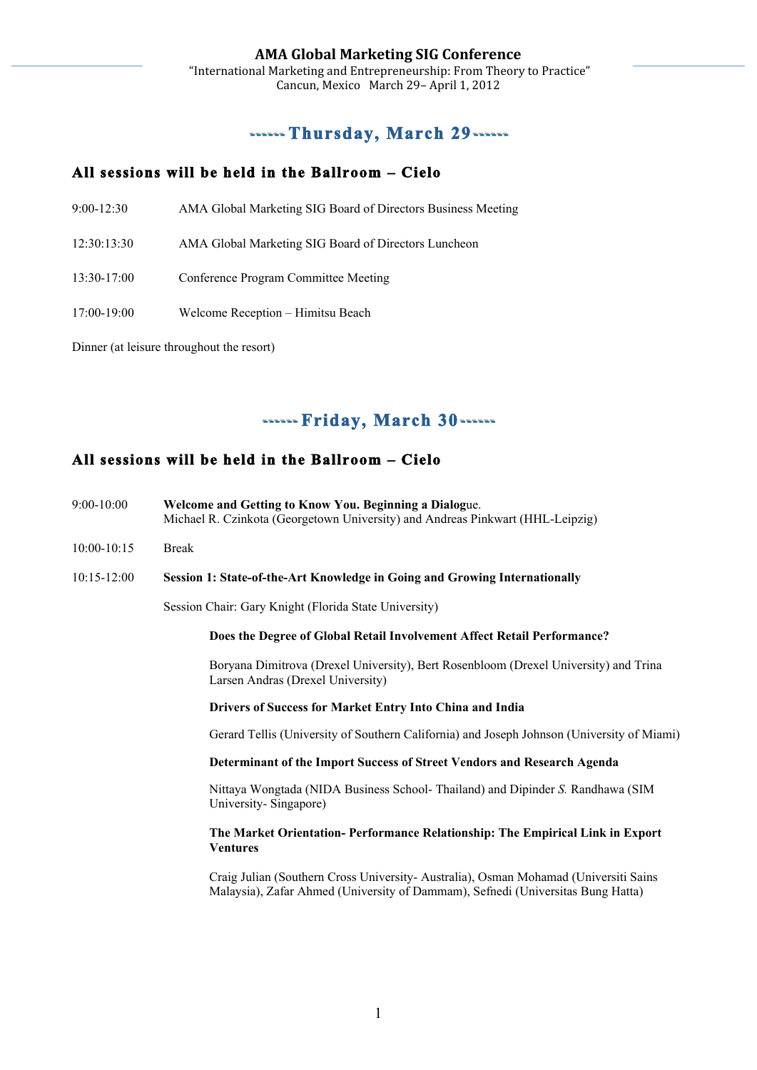# AMA Global Marketing SIG Conference

"International Marketing and Entrepreneurship: From Theory to Practice"
Cancun, Mexico March 29– April 1, 2012

## ------ Thursday, March 29 ------

### All sessions will be held in the Ballroom – Cielo

9:00-12:30 AMA Global Marketing SIG Board of Directors Business Meeting

12:30:13:30 AMA Global Marketing SIG Board of Directors Luncheon

13:30-17:00 Conference Program Committee Meeting

17:00-19:00 Welcome Reception – Himitsu Beach

Dinner (at leisure throughout the resort)

## ------ Friday, March 30 ------

### All sessions will be held in the Ballroom – Cielo

9:00-10:00 **Welcome and Getting to Know You. Beginning a Dialog**ue.
Michael R. Czinkota (Georgetown University) and Andreas Pinkwart (HHL-Leipzig)

10:00-10:15 Break

10:15-12:00 **Session 1: State-of-the-Art Knowledge in Going and Growing Internationally**

Session Chair: Gary Knight (Florida State University)

**Does the Degree of Global Retail Involvement Affect Retail Performance?**

Boryana Dimitrova (Drexel University), Bert Rosenbloom (Drexel University) and Trina Larsen Andras (Drexel University)

**Drivers of Success for Market Entry Into China and India**

Gerard Tellis (University of Southern California) and Joseph Johnson (University of Miami)

**Determinant of the Import Success of Street Vendors and Research Agenda**

Nittaya Wongtada (NIDA Business School- Thailand) and Dipinder *S.* Randhawa (SIM University- Singapore)

**The Market Orientation- Performance Relationship: The Empirical Link in Export Ventures**

Craig Julian (Southern Cross University- Australia), Osman Mohamad (Universiti Sains Malaysia), Zafar Ahmed (University of Dammam), Sefnedi (Universitas Bung Hatta)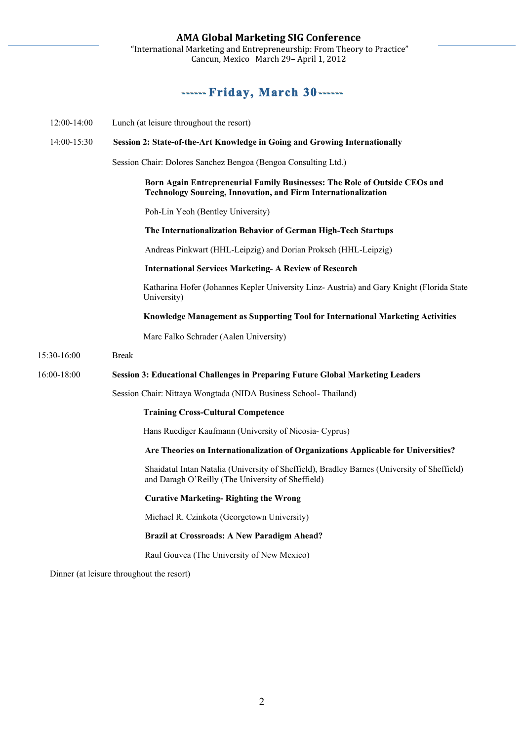# AMA Global Marketing SIG Conference

"International Marketing and Entrepreneurship: From Theory to Practice"
Cancun, Mexico March 29– April 1, 2012

## ------ Friday, March 30 ------

12:00-14:00 Lunch (at leisure throughout the resort)

14:00-15:30 **Session 2: State-of-the-Art Knowledge in Going and Growing Internationally**

Session Chair: Dolores Sanchez Bengoa (Bengoa Consulting Ltd.)

**Born Again Entrepreneurial Family Businesses: The Role of Outside CEOs and Technology Sourcing, Innovation, and Firm Internationalization**

Poh-Lin Yeoh (Bentley University)

**The Internationalization Behavior of German High-Tech Startups**

Andreas Pinkwart (HHL-Leipzig) and Dorian Proksch (HHL-Leipzig)

**International Services Marketing- A Review of Research**

Katharina Hofer (Johannes Kepler University Linz- Austria) and Gary Knight (Florida State University)

**Knowledge Management as Supporting Tool for International Marketing Activities**

Marc Falko Schrader (Aalen University)

15:30-16:00 Break

16:00-18:00 **Session 3: Educational Challenges in Preparing Future Global Marketing Leaders**

Session Chair: Nittaya Wongtada (NIDA Business School- Thailand)

**Training Cross-Cultural Competence**

Hans Ruediger Kaufmann (University of Nicosia- Cyprus)

**Are Theories on Internationalization of Organizations Applicable for Universities?**

Shaidatul Intan Natalia (University of Sheffield), Bradley Barnes (University of Sheffield) and Daragh O'Reilly (The University of Sheffield)

**Curative Marketing- Righting the Wrong**

Michael R. Czinkota (Georgetown University)

**Brazil at Crossroads: A New Paradigm Ahead?**

Raul Gouvea (The University of New Mexico)

Dinner (at leisure throughout the resort)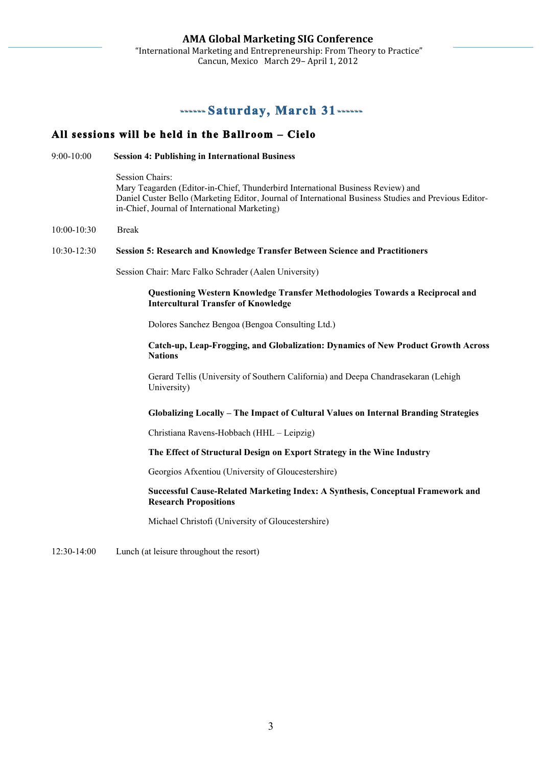## ------ Saturday, March 31 ------

### All sessions will be held in the Ballroom – Cielo

9:00-10:00 **Session 4: Publishing in International Business**

Session Chairs:
Mary Teagarden (Editor-in-Chief, Thunderbird International Business Review) and
Daniel Custer Bello (Marketing Editor, Journal of International Business Studies and Previous Editor-in-Chief, Journal of International Marketing)

10:00-10:30 Break

10:30-12:30 **Session 5: Research and Knowledge Transfer Between Science and Practitioners**

Session Chair: Marc Falko Schrader (Aalen University)

**Questioning Western Knowledge Transfer Methodologies Towards a Reciprocal and Intercultural Transfer of Knowledge**

Dolores Sanchez Bengoa (Bengoa Consulting Ltd.)

**Catch-up, Leap-Frogging, and Globalization: Dynamics of New Product Growth Across Nations**

Gerard Tellis (University of Southern California) and Deepa Chandrasekaran (Lehigh University)

**Globalizing Locally – The Impact of Cultural Values on Internal Branding Strategies**

Christiana Ravens-Hobbach (HHL – Leipzig)

**The Effect of Structural Design on Export Strategy in the Wine Industry**

Georgios Afxentiou (University of Gloucestershire)

**Successful Cause-Related Marketing Index: A Synthesis, Conceptual Framework and Research Propositions**

Michael Christofi (University of Gloucestershire)

12:30-14:00 Lunch (at leisure throughout the resort)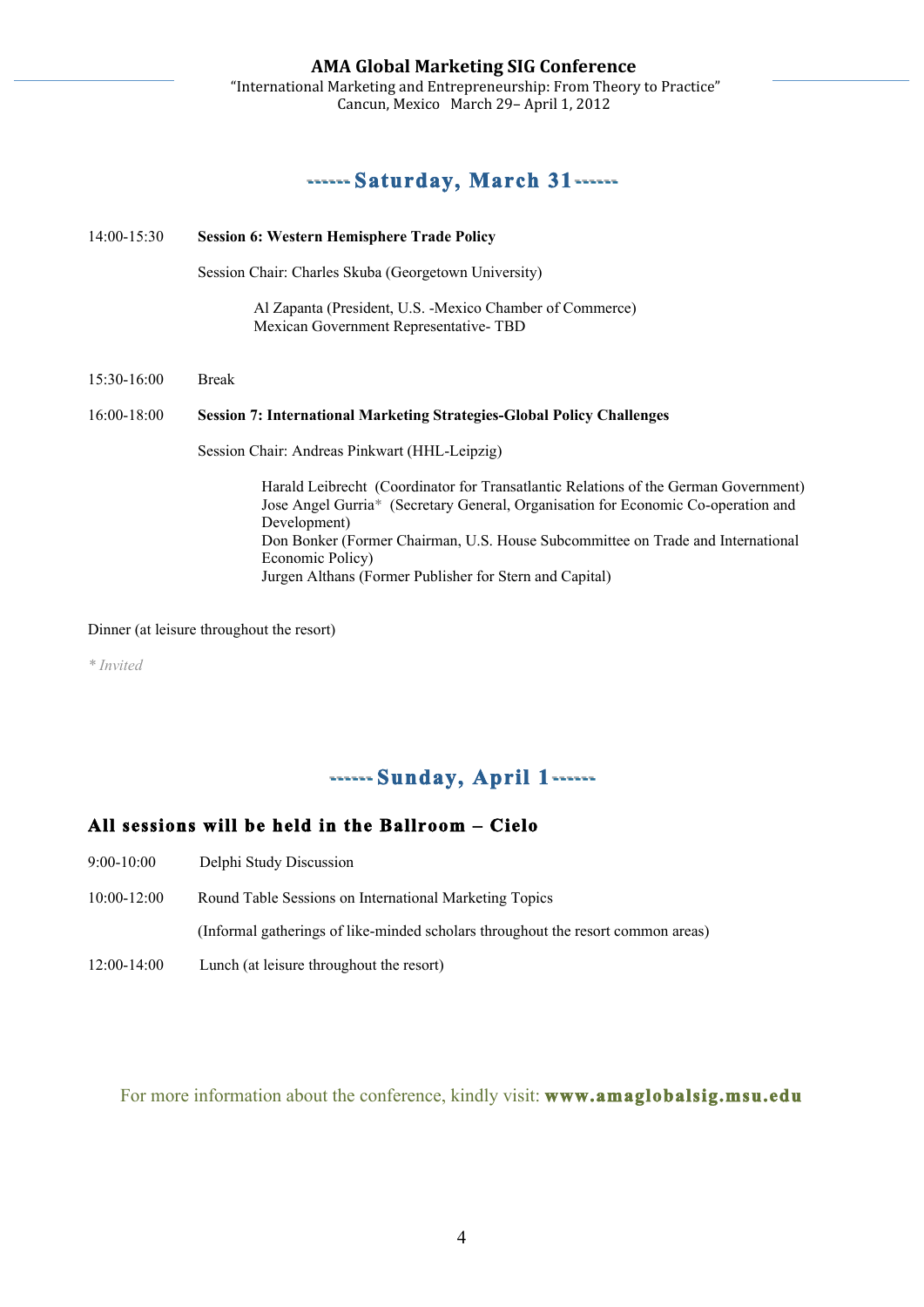# Saturday, March 31

14:00-15:30 **Session 6: Western Hemisphere Trade Policy**

Session Chair: Charles Skuba (Georgetown University)

Al Zapanta (President, U.S. -Mexico Chamber of Commerce)
Mexican Government Representative- TBD

15:30-16:00 Break

16:00-18:00 **Session 7: International Marketing Strategies-Global Policy Challenges**

Session Chair: Andreas Pinkwart (HHL-Leipzig)

Harald Leibrecht (Coordinator for Transatlantic Relations of the German Government)
Jose Angel Gurria* (Secretary General, Organisation for Economic Co-operation and Development)
Don Bonker (Former Chairman, U.S. House Subcommittee on Trade and International Economic Policy)
Jurgen Althans (Former Publisher for Stern and Capital)

Dinner (at leisure throughout the resort)

*\* Invited*

# Sunday, April 1

## All sessions will be held in the Ballroom – Cielo

9:00-10:00 Delphi Study Discussion

10:00-12:00 Round Table Sessions on International Marketing Topics

(Informal gatherings of like-minded scholars throughout the resort common areas)

12:00-14:00 Lunch (at leisure throughout the resort)

For more information about the conference, kindly visit: **www.amaglobalsig.msu.edu**